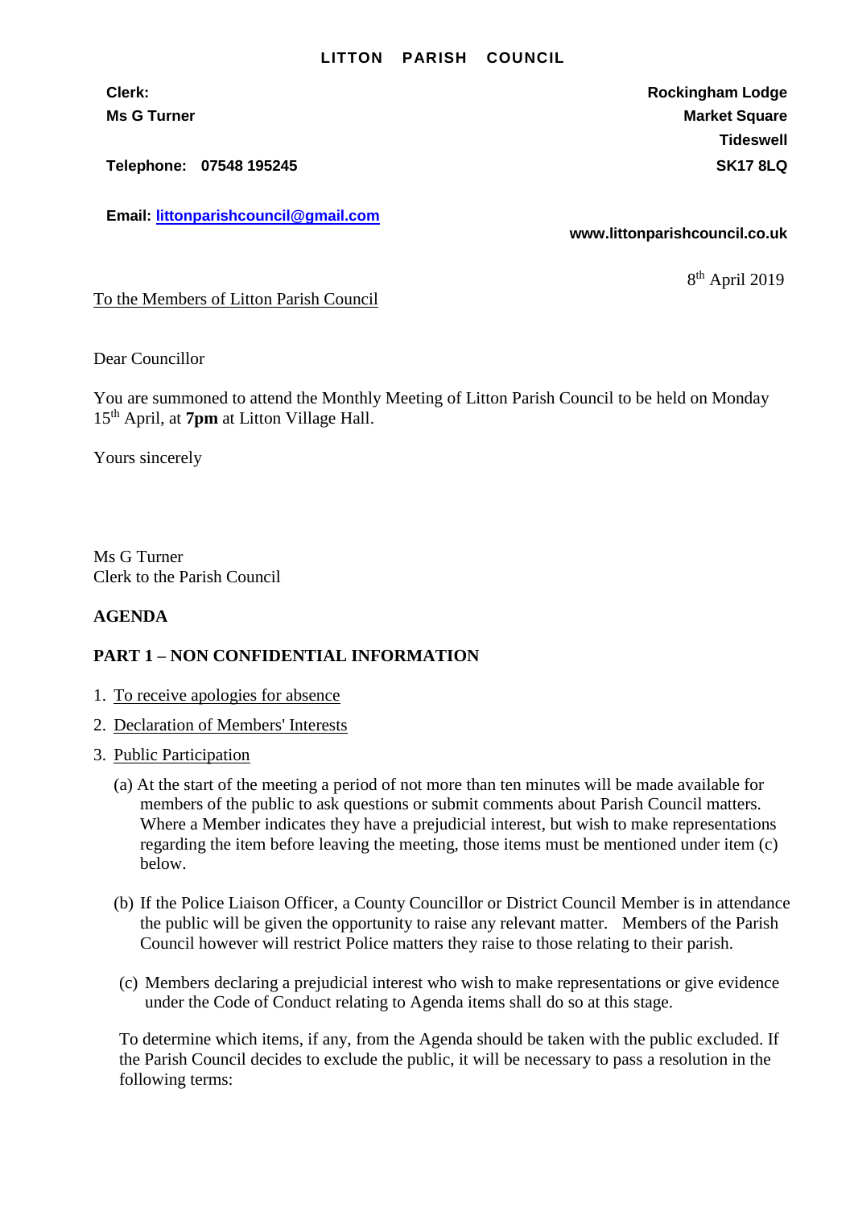**LITTON PARISH COUNCIL**

**Clerk:**
**Ms G Turner**

**Telephone: 07548 195245**

**Email: [littonparishcouncil@gmail.com](mailto:littonparishcouncil@gmail.com)**

**Rockingham Lodge**
**Market Square**
**Tideswell**
**SK17 8LQ**

**www.littonparishcouncil.co.uk**

8th April 2019

To the Members of Litton Parish Council

Dear Councillor

You are summoned to attend the Monthly Meeting of Litton Parish Council to be held on Monday 15th April, at **7pm** at Litton Village Hall.

Yours sincerely

Ms G Turner
Clerk to the Parish Council

**AGENDA**

**PART 1 – NON CONFIDENTIAL INFORMATION**

1. To receive apologies for absence
2. Declaration of Members' Interests
3. Public Participation

   (a) At the start of the meeting a period of not more than ten minutes will be made available for members of the public to ask questions or submit comments about Parish Council matters. Where a Member indicates they have a prejudicial interest, but wish to make representations regarding the item before leaving the meeting, those items must be mentioned under item (c) below.

   (b) If the Police Liaison Officer, a County Councillor or District Council Member is in attendance the public will be given the opportunity to raise any relevant matter. Members of the Parish Council however will restrict Police matters they raise to those relating to their parish.

   (c) Members declaring a prejudicial interest who wish to make representations or give evidence under the Code of Conduct relating to Agenda items shall do so at this stage.

   To determine which items, if any, from the Agenda should be taken with the public excluded. If the Parish Council decides to exclude the public, it will be necessary to pass a resolution in the following terms: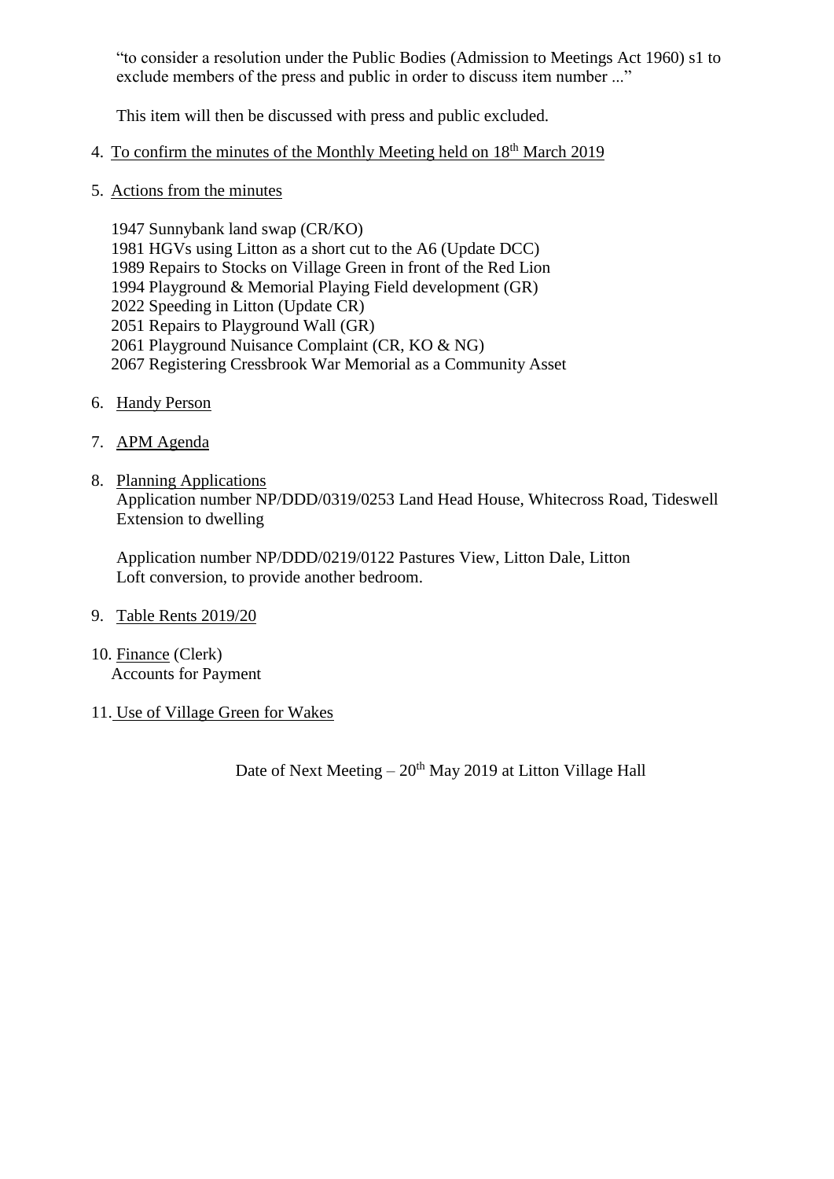"to consider a resolution under the Public Bodies (Admission to Meetings Act 1960) s1 to exclude members of the press and public in order to discuss item number ..."

This item will then be discussed with press and public excluded.

4. To confirm the minutes of the Monthly Meeting held on 18th March 2019

5. Actions from the minutes

   1947 Sunnybank land swap (CR/KO)
   1981 HGVs using Litton as a short cut to the A6 (Update DCC)
   1989 Repairs to Stocks on Village Green in front of the Red Lion
   1994 Playground & Memorial Playing Field development (GR)
   2022 Speeding in Litton (Update CR)
   2051 Repairs to Playground Wall (GR)
   2061 Playground Nuisance Complaint (CR, KO & NG)
   2067 Registering Cressbrook War Memorial as a Community Asset

6. Handy Person

7. APM Agenda

8. Planning Applications
   Application number NP/DDD/0319/0253 Land Head House, Whitecross Road, Tideswell
   Extension to dwelling

   Application number NP/DDD/0219/0122 Pastures View, Litton Dale, Litton
   Loft conversion, to provide another bedroom.

9. Table Rents 2019/20

10. Finance (Clerk)
    Accounts for Payment

11. Use of Village Green for Wakes

Date of Next Meeting – 20th May 2019 at Litton Village Hall